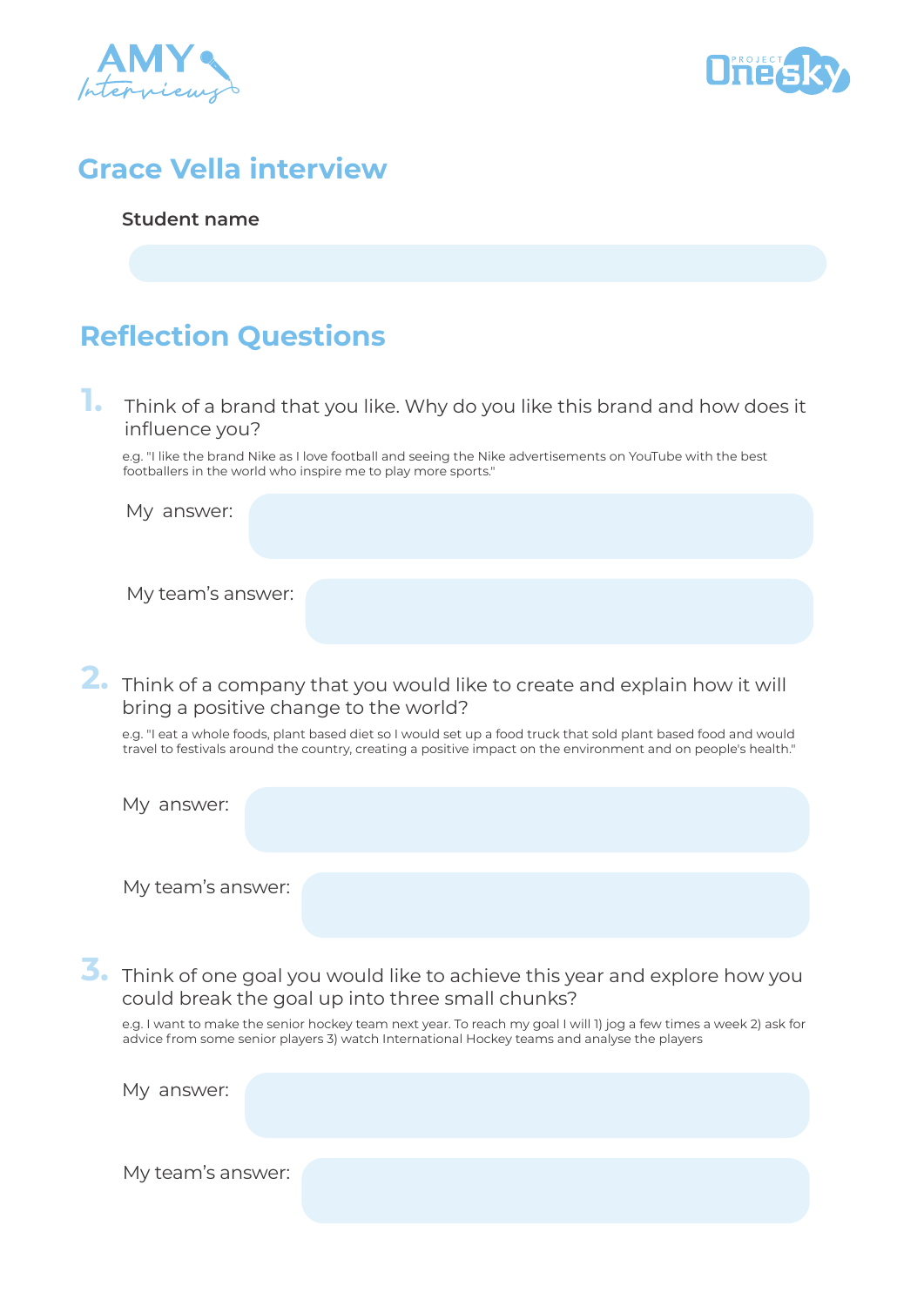# Grace Vella interview

**Student name**

## Reflection Questions

1. Think of a brand that you like. Why do you like this brand and how does it influence you?

e.g. "I like the brand Nike as I love football and seeing the Nike advertisements on YouTube with the best footballers in the world who inspire me to play more sports."

My answer:

My team's answer:

2. Think of a company that you would like to create and explain how it will bring a positive change to the world?

e.g. "I eat a whole foods, plant based diet so I would set up a food truck that sold plant based food and would travel to festivals around the country, creating a positive impact on the environment and on people's health."

My answer:

My team's answer:

3. Think of one goal you would like to achieve this year and explore how you could break the goal up into three small chunks?

e.g. I want to make the senior hockey team next year. To reach my goal I will 1) jog a few times a week 2) ask for advice from some senior players 3) watch International Hockey teams and analyse the players

My answer:

My team's answer: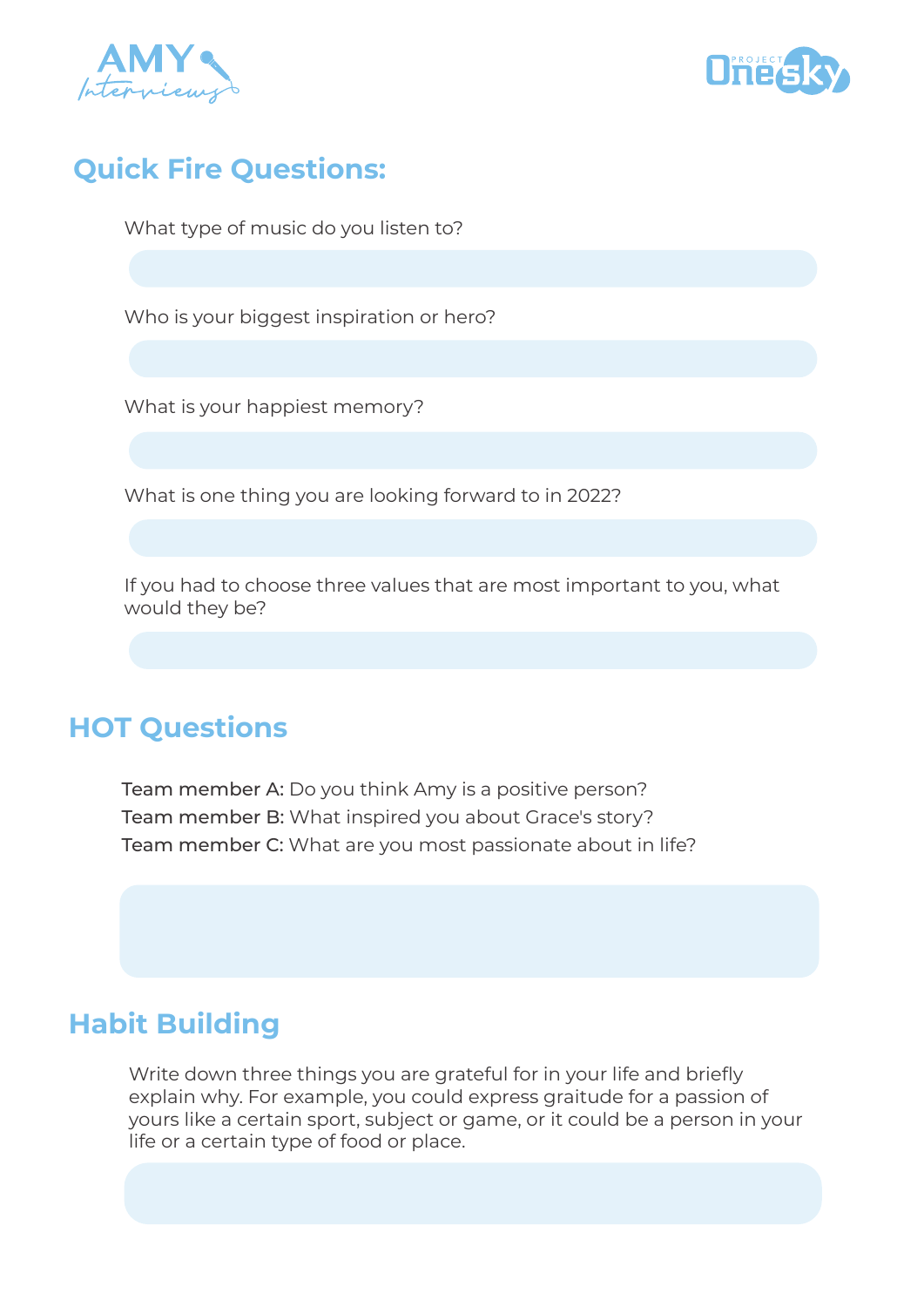## Quick Fire Questions:

What type of music do you listen to?

Who is your biggest inspiration or hero?

What is your happiest memory?

What is one thing you are looking forward to in 2022?

If you had to choose three values that are most important to you, what would they be?

## HOT Questions

**Team member A:** Do you think Amy is a positive person?
**Team member B:** What inspired you about Grace's story?
**Team member C:** What are you most passionate about in life?

## Habit Building

Write down three things you are grateful for in your life and briefly explain why. For example, you could express graitude for a passion of yours like a certain sport, subject or game, or it could be a person in your life or a certain type of food or place.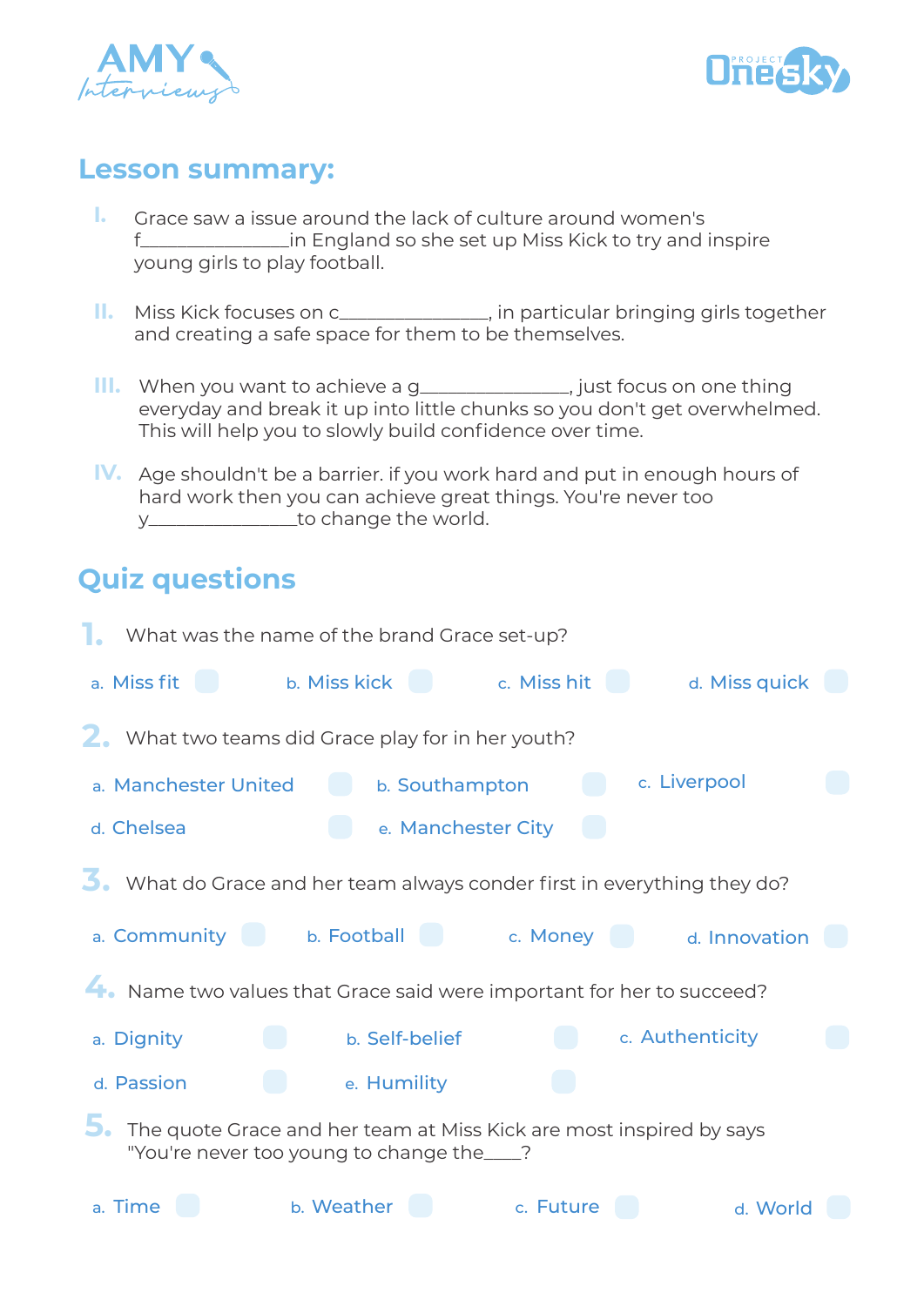## Lesson summary:

I. Grace saw a issue around the lack of culture around women's f_______________in England so she set up Miss Kick to try and inspire young girls to play football.

II. Miss Kick focuses on c_______________, in particular bringing girls together and creating a safe space for them to be themselves.

III. When you want to achieve a g_______________, just focus on one thing everyday and break it up into little chunks so you don't get overwhelmed. This will help you to slowly build confidence over time.

IV. Age shouldn't be a barrier. if you work hard and put in enough hours of hard work then you can achieve great things. You're never too y_______________to change the world.

## Quiz questions

1. What was the name of the brand Grace set-up?

a. Miss fit ☐  b. Miss kick ☐  c. Miss hit ☐  d. Miss quick ☐

2. What two teams did Grace play for in her youth?

a. Manchester United ☐  b. Southampton ☐  c. Liverpool ☐
d. Chelsea ☐  e. Manchester City ☐

3. What do Grace and her team always conder first in everything they do?

a. Community ☐  b. Football ☐  c. Money ☐  d. Innovation ☐

4. Name two values that Grace said were important for her to succeed?

a. Dignity ☐  b. Self-belief ☐  c. Authenticity ☐
d. Passion ☐  e. Humility ☐

5. The quote Grace and her team at Miss Kick are most inspired by says "You're never too young to change the____?

a. Time ☐  b. Weather ☐  c. Future ☐  d. World ☐